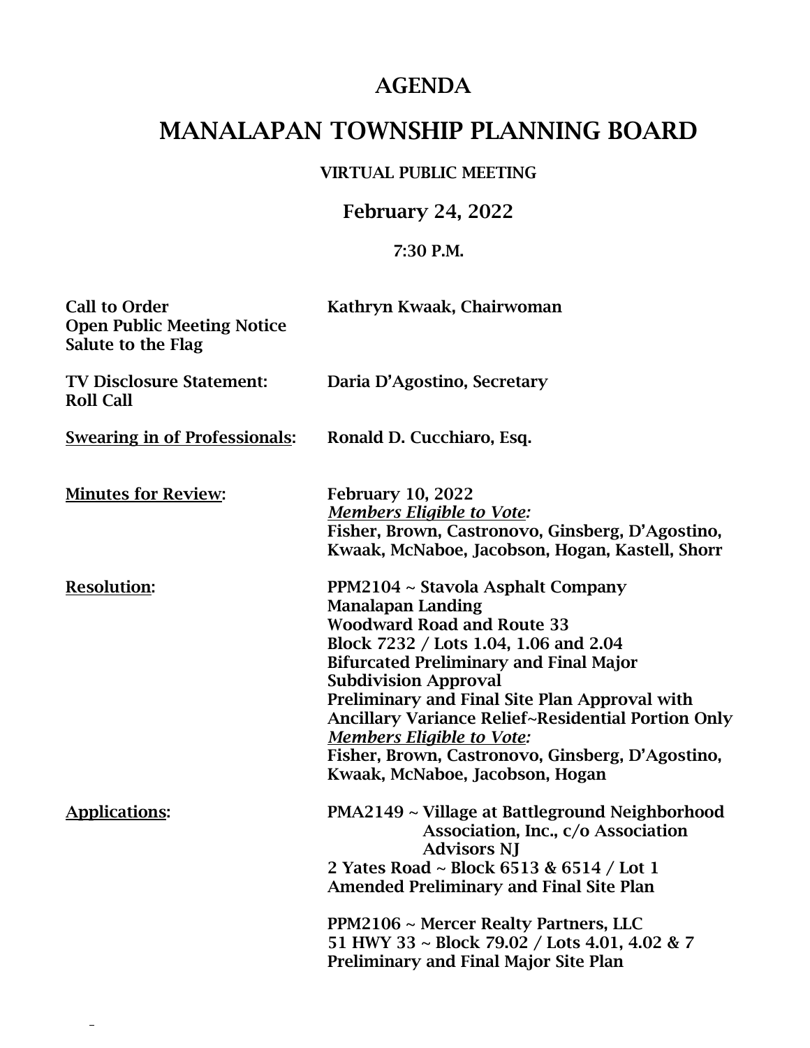# AGENDA

# MANALAPAN TOWNSHIP PLANNING BOARD

### VIRTUAL PUBLIC MEETING

### February 24, 2022

### 7:30 P.M.

**Call to Order** — **Kathryn Kwaak, Chairwoman**
**Open Public Meeting Notice**
**Salute to the Flag**

**TV Disclosure Statement:** — **Daria D'Agostino, Secretary**
**Roll Call**

**Swearing in of Professionals:** — **Ronald D. Cucchiaro, Esq.**

**Minutes for Review:**

**February 10, 2022**
***Members Eligible to Vote:***
**Fisher, Brown, Castronovo, Ginsberg, D'Agostino, Kwaak, McNaboe, Jacobson, Hogan, Kastell, Shorr**

**Resolution:**

**PPM2104 ~ Stavola Asphalt Company**
**Manalapan Landing**
**Woodward Road and Route 33**
**Block 7232 / Lots 1.04, 1.06 and 2.04**
**Bifurcated Preliminary and Final Major Subdivision Approval**
**Preliminary and Final Site Plan Approval with Ancillary Variance Relief~Residential Portion Only**
***Members Eligible to Vote:***
**Fisher, Brown, Castronovo, Ginsberg, D'Agostino, Kwaak, McNaboe, Jacobson, Hogan**

**Applications:**

**PMA2149 ~ Village at Battleground Neighborhood Association, Inc., c/o Association Advisors NJ**
**2 Yates Road ~ Block 6513 & 6514 / Lot 1**
**Amended Preliminary and Final Site Plan**

**PPM2106 ~ Mercer Realty Partners, LLC**
**51 HWY 33 ~ Block 79.02 / Lots 4.01, 4.02 & 7**
**Preliminary and Final Major Site Plan**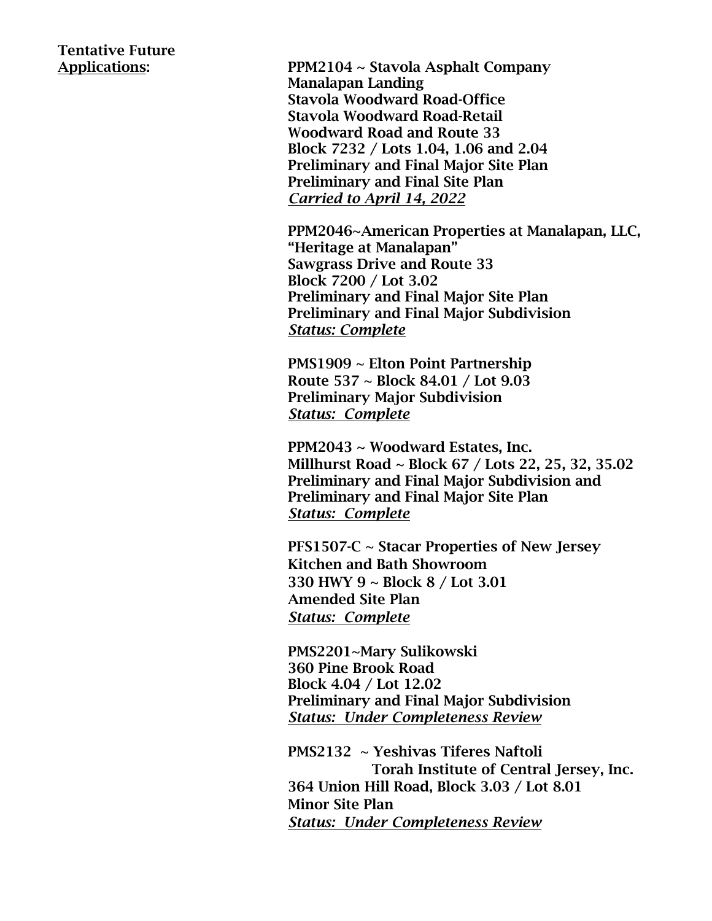**Tentative Future <u>Applications</u>:**

**PPM2104 ~ Stavola Asphalt Company**
**Manalapan Landing**
**Stavola Woodward Road-Office**
**Stavola Woodward Road-Retail**
**Woodward Road and Route 33**
**Block 7232 / Lots 1.04, 1.06 and 2.04**
**Preliminary and Final Major Site Plan**
**Preliminary and Final Site Plan**
***<u>Carried to April 14, 2022</u>***

**PPM2046~American Properties at Manalapan, LLC,**
**"Heritage at Manalapan"**
**Sawgrass Drive and Route 33**
**Block 7200 / Lot 3.02**
**Preliminary and Final Major Site Plan**
**Preliminary and Final Major Subdivision**
***<u>Status: Complete</u>***

**PMS1909 ~ Elton Point Partnership**
**Route 537 ~ Block 84.01 / Lot 9.03**
**Preliminary Major Subdivision**
***<u>Status: Complete</u>***

**PPM2043 ~ Woodward Estates, Inc.**
**Millhurst Road ~ Block 67 / Lots 22, 25, 32, 35.02**
**Preliminary and Final Major Subdivision and**
**Preliminary and Final Major Site Plan**
***<u>Status: Complete</u>***

**PFS1507-C ~ Stacar Properties of New Jersey**
**Kitchen and Bath Showroom**
**330 HWY 9 ~ Block 8 / Lot 3.01**
**Amended Site Plan**
***<u>Status: Complete</u>***

**PMS2201~Mary Sulikowski**
**360 Pine Brook Road**
**Block 4.04 / Lot 12.02**
**Preliminary and Final Major Subdivision**
***<u>Status: Under Completeness Review</u>***

**PMS2132 ~ Yeshivas Tiferes Naftoli**
**Torah Institute of Central Jersey, Inc.**
**364 Union Hill Road, Block 3.03 / Lot 8.01**
**Minor Site Plan**
***<u>Status: Under Completeness Review</u>***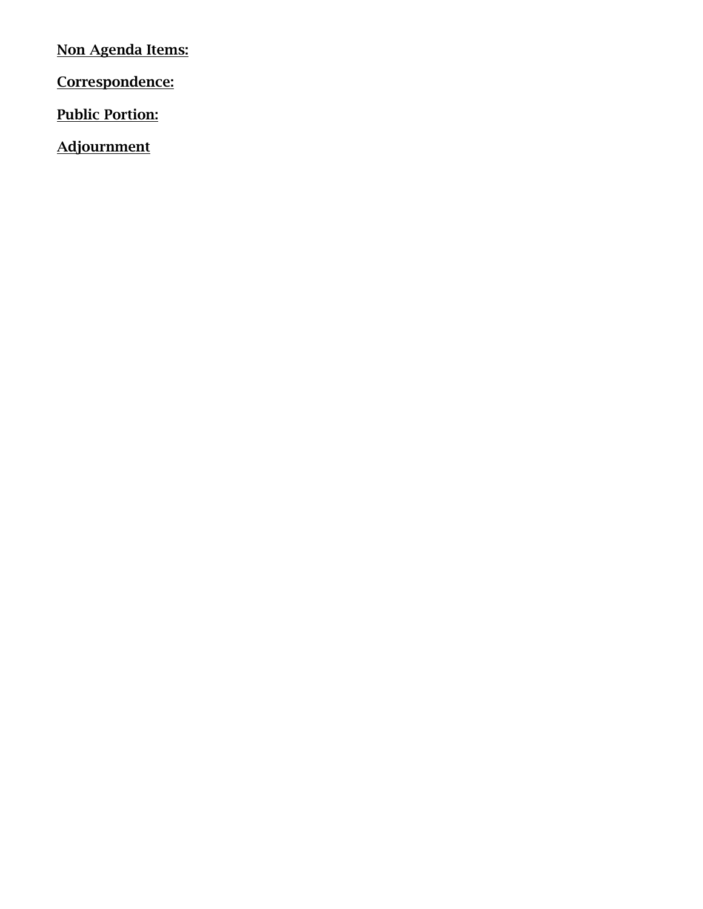**<u>Non Agenda Items:</u>**

**<u>Correspondence:</u>**

**<u>Public Portion:</u>**

**<u>Adjournment</u>**